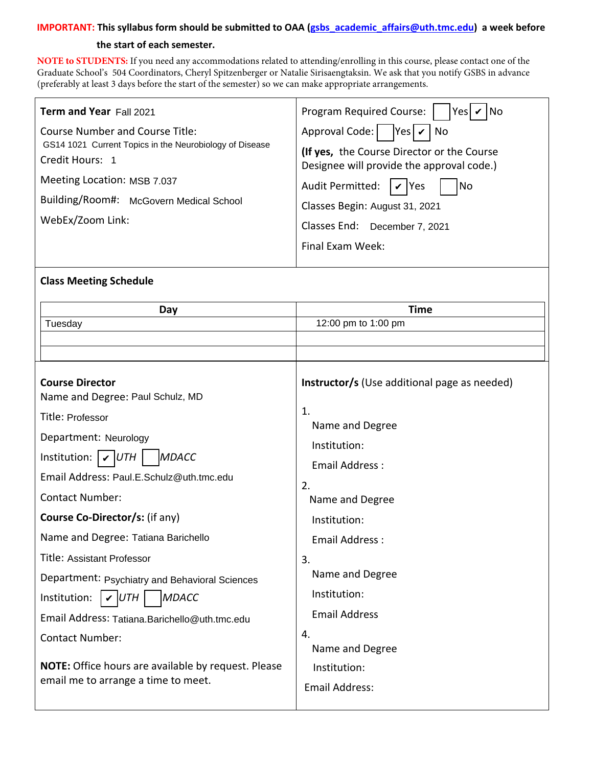**IMPORTANT: This syllabus form should be submitted to OAA (gsbs_academic_affairs@uth.tmc.edu) a week before the start of each semester.**

**NOTE to STUDENTS:** If you need any accommodations related to attending/enrolling in this course, please contact one of the Graduate School's 504 Coordinators, Cheryl Spitzenberger or Natalie Sirisaengtaksin. We ask that you notify GSBS in advance (preferably at least 3 days before the start of the semester) so we can make appropriate arrangements.

**Term and Year** Fall 2021

Course Number and Course Title:
GS14 1021 Current Topics in the Neurobiology of Disease

Credit Hours: 1

Meeting Location: MSB 7.037

Building/Room#: McGovern Medical School

WebEx/Zoom Link:

Program Required Course: ☐ Yes ☑ No

Approval Code: ☐ Yes ☑ No

**(If yes,** the Course Director or the Course Designee will provide the approval code.)

Audit Permitted: ☑ Yes ☐ No

Classes Begin: August 31, 2021

Classes End: December 7, 2021

Final Exam Week:

## Class Meeting Schedule

| Day | Time |
|---|---|
| Tuesday | 12:00 pm to 1:00 pm |
| | |
| | |

**Course Director**

Name and Degree: Paul Schulz, MD

Title: Professor

Department: Neurology

Institution: ☑ *UTH* ☐ *MDACC*

Email Address: Paul.E.Schulz@uth.tmc.edu

Contact Number:

**Course Co-Director/s:** (if any)

Name and Degree: Tatiana Barichello

Title: Assistant Professor

Department: Psychiatry and Behavioral Sciences

Institution: ☑ *UTH* ☐ *MDACC*

Email Address: Tatiana.Barichello@uth.tmc.edu

Contact Number:

**NOTE:** Office hours are available by request. Please email me to arrange a time to meet.

**Instructor/s** (Use additional page as needed)

1.
Name and Degree
Institution:
Email Address :

2.
Name and Degree
Institution:
Email Address :

3.
Name and Degree
Institution:
Email Address

4.
Name and Degree
Institution:
Email Address: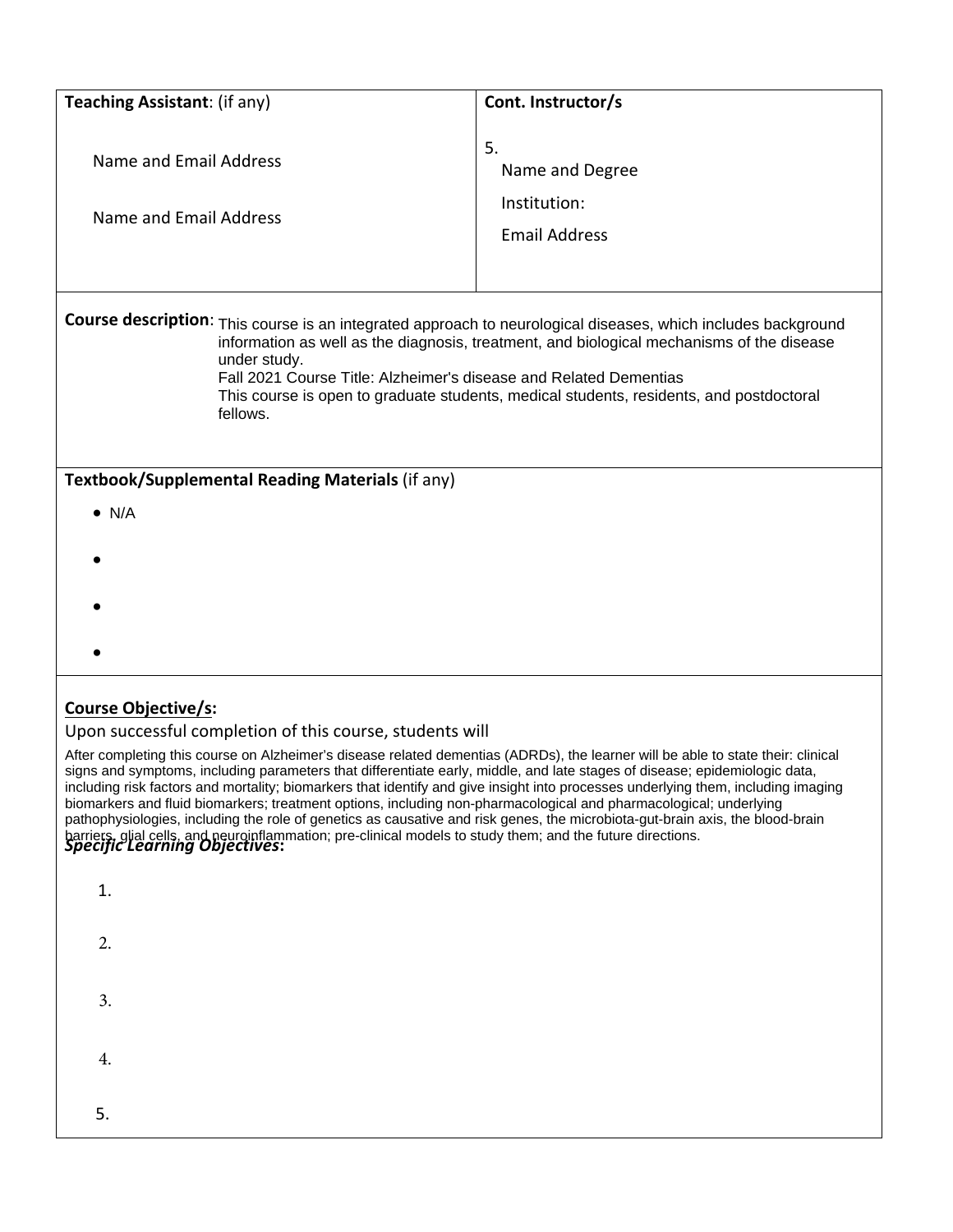| **Teaching Assistant**: (if any) | **Cont. Instructor/s** |
|---|---|
| Name and Email Address<br><br>Name and Email Address | 5.<br>Name and Degree<br>Institution:<br>Email Address |

**Course description**: This course is an integrated approach to neurological diseases, which includes background information as well as the diagnosis, treatment, and biological mechanisms of the disease under study.
Fall 2021 Course Title: Alzheimer's disease and Related Dementias
This course is open to graduate students, medical students, residents, and postdoctoral fellows.

**Textbook/Supplemental Reading Materials** (if any)

- N/A
-
-
-

**Course Objective/s:**

Upon successful completion of this course, students will

After completing this course on Alzheimer's disease related dementias (ADRDs), the learner will be able to state their: clinical signs and symptoms, including parameters that differentiate early, middle, and late stages of disease; epidemiologic data, including risk factors and mortality; biomarkers that identify and give insight into processes underlying them, including imaging biomarkers and fluid biomarkers; treatment options, including non-pharmacological and pharmacological; underlying pathophysiologies, including the role of genetics as causative and risk genes, the microbiota-gut-brain axis, the blood-brain barriers, glial cells, and neuroinflammation; pre-clinical models to study them; and the future directions.

***Specific Learning Objectives*:**

1.

2.

3.

4.

5.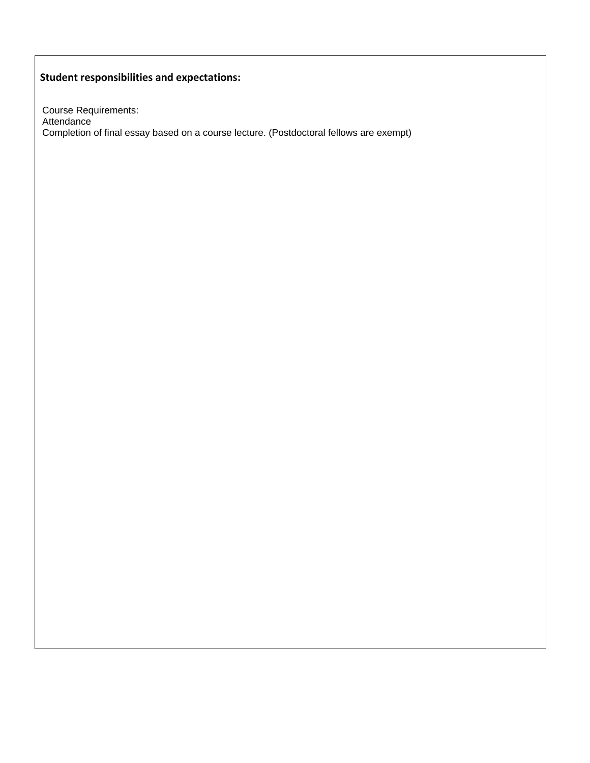**Student responsibilities and expectations:**

Course Requirements:
Attendance
Completion of final essay based on a course lecture. (Postdoctoral fellows are exempt)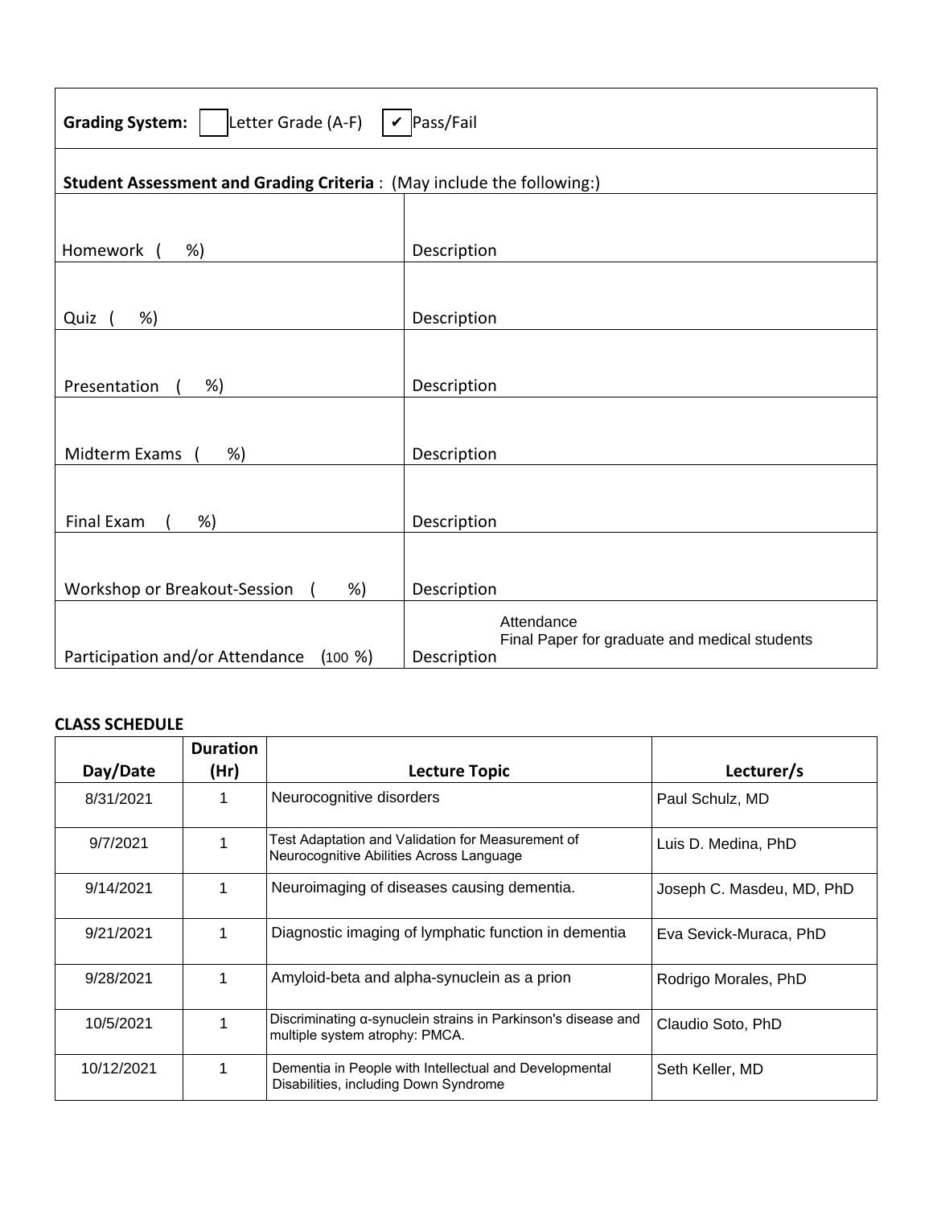**Grading System:** ☐ Letter Grade (A-F) ☑ Pass/Fail

**Student Assessment and Grading Criteria** : (May include the following:)

| | |
|---|---|
| Homework ( %) | Description |
| Quiz ( %) | Description |
| Presentation ( %) | Description |
| Midterm Exams ( %) | Description |
| Final Exam ( %) | Description |
| Workshop or Breakout-Session ( %) | Description |
| Participation and/or Attendance (100 %) | Description: Attendance; Final Paper for graduate and medical students |

**CLASS SCHEDULE**

| Day/Date | Duration (Hr) | Lecture Topic | Lecturer/s |
|---|---|---|---|
| 8/31/2021 | 1 | Neurocognitive disorders | Paul Schulz, MD |
| 9/7/2021 | 1 | Test Adaptation and Validation for Measurement of Neurocognitive Abilities Across Language | Luis D. Medina, PhD |
| 9/14/2021 | 1 | Neuroimaging of diseases causing dementia. | Joseph C. Masdeu, MD, PhD |
| 9/21/2021 | 1 | Diagnostic imaging of lymphatic function in dementia | Eva Sevick-Muraca, PhD |
| 9/28/2021 | 1 | Amyloid-beta and alpha-synuclein as a prion | Rodrigo Morales, PhD |
| 10/5/2021 | 1 | Discriminating α-synuclein strains in Parkinson's disease and multiple system atrophy: PMCA. | Claudio Soto, PhD |
| 10/12/2021 | 1 | Dementia in People with Intellectual and Developmental Disabilities, including Down Syndrome | Seth Keller, MD |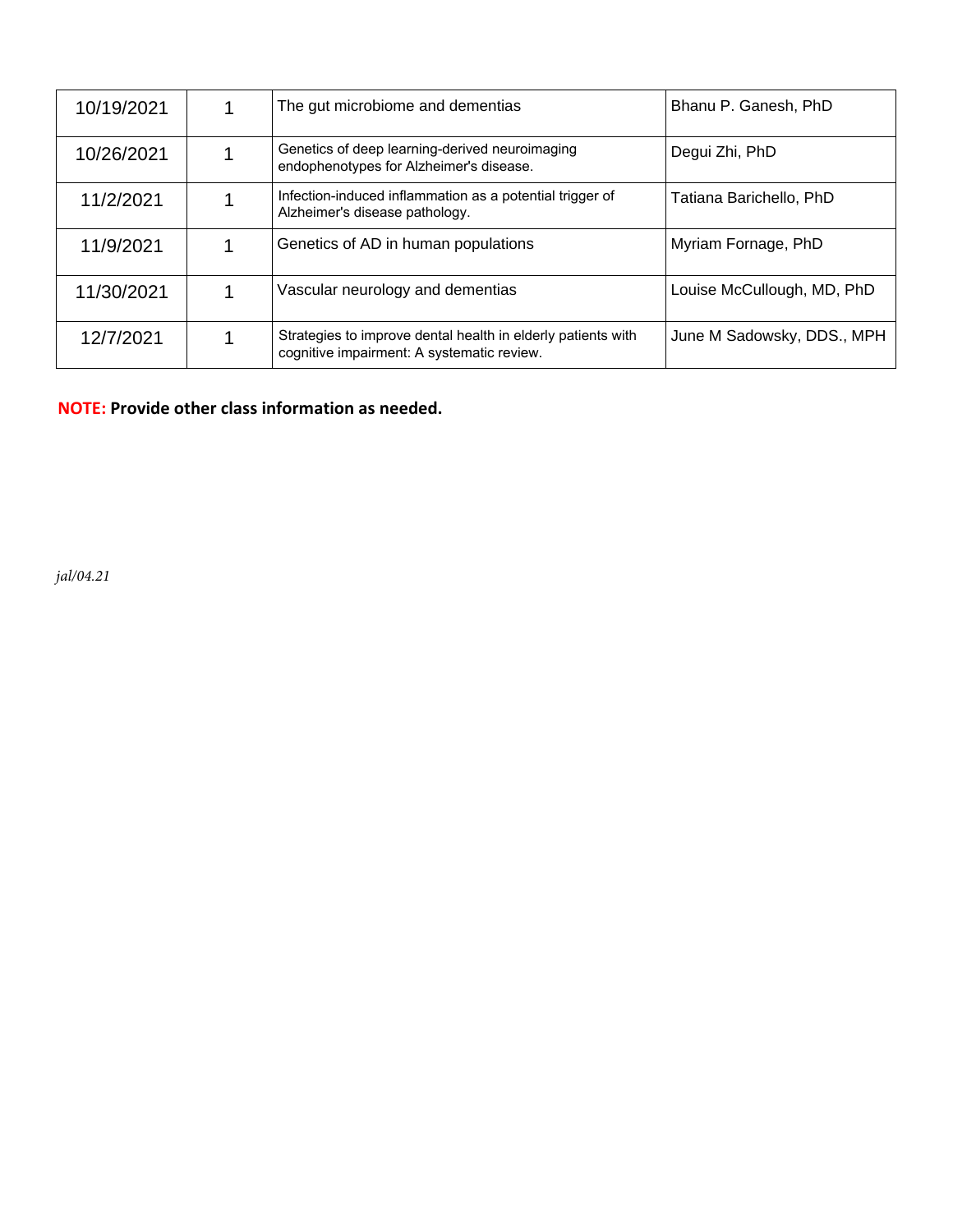| | | | |
|---|---|---|---|
| 10/19/2021 | 1 | The gut microbiome and dementias | Bhanu P. Ganesh, PhD |
| 10/26/2021 | 1 | Genetics of deep learning-derived neuroimaging endophenotypes for Alzheimer's disease. | Degui Zhi, PhD |
| 11/2/2021 | 1 | Infection-induced inflammation as a potential trigger of Alzheimer's disease pathology. | Tatiana Barichello, PhD |
| 11/9/2021 | 1 | Genetics of AD in human populations | Myriam Fornage, PhD |
| 11/30/2021 | 1 | Vascular neurology and dementias | Louise McCullough, MD, PhD |
| 12/7/2021 | 1 | Strategies to improve dental health in elderly patients with cognitive impairment: A systematic review. | June M Sadowsky, DDS., MPH |

**NOTE: Provide other class information as needed.**

*jal/04.21*